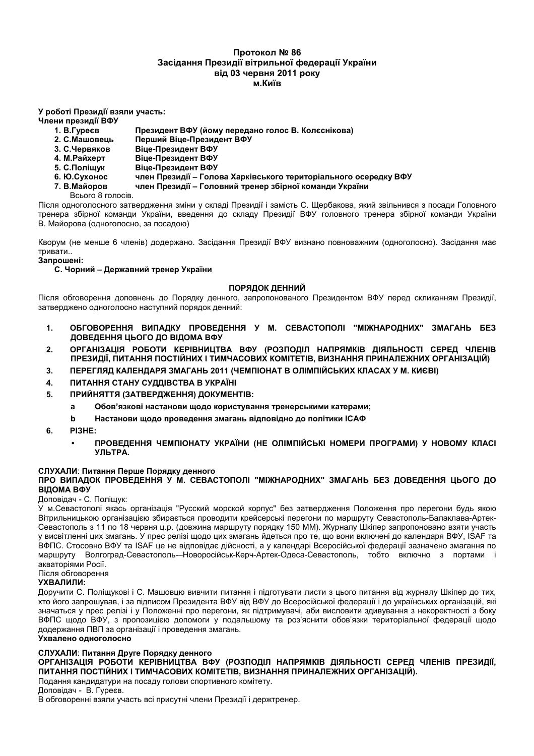**Протокол № 86**
**Засідання Президії вітрильної федерації України**
**від 03 червня 2011 року**
**м.Київ**

**У роботі Президії взяли участь:**
**Члени президії ВФУ**

1. **В.Гуреєв** — **Президент ВФУ (йому передано голос В. Колєснікова)**
2. **С.Машовець** — **Перший Віце-Президент ВФУ**
3. **С.Червяков** — **Віце-Президент ВФУ**
4. **М.Райхерт** — **Віце-Президент ВФУ**
5. **С.Поліщук** — **Віце-Президент ВФУ**
6. **Ю.Сухонос** — **член Президії – Голова Харківського територіального осередку ВФУ**
7. **В.Майоров** — **член Президії – Головний тренер збірної команди України**

Всього 8 голосів.

Після одноголосного затвердження зміни у складі Президії і замість С. Щербакова, який звільнився з посади Головного тренера збірної команди України, введення до складу Президії ВФУ головного тренера збірної команди України В. Майорова (одноголосно, за посадою)

Кворум (не менше 6 членів) додержано. Засідання Президії ВФУ визнано повноважним (одноголосно). Засідання має тривати..

**Запрошені:**

**С. Чорний – Державний тренер України**

**ПОРЯДОК ДЕННИЙ**

Після обговорення доповнень до Порядку денного, запропонованого Президентом ВФУ перед скликанням Президії, затверджено одноголосно наступний порядок денний:

1. **ОБГОВОРЕННЯ ВИПАДКУ ПРОВЕДЕННЯ У М. СЕВАСТОПОЛІ "МІЖНАРОДНИХ" ЗМАГАНЬ БЕЗ ДОВЕДЕННЯ ЦЬОГО ДО ВІДОМА ВФУ**
2. **ОРГАНІЗАЦІЯ РОБОТИ КЕРІВНИЦТВА ВФУ (РОЗПОДІЛ НАПРЯМКІВ ДІЯЛЬНОСТІ СЕРЕД ЧЛЕНІВ ПРЕЗИДІЇ, ПИТАННЯ ПОСТІЙНИХ І ТИМЧАСОВИХ КОМІТЕТІВ, ВИЗНАННЯ ПРИНАЛЕЖНИХ ОРГАНІЗАЦІЙ)**
3. **ПЕРЕГЛЯД КАЛЕНДАРЯ ЗМАГАНЬ 2011 (ЧЕМПІОНАТ В ОЛІМПІЙСЬКИХ КЛАСАХ У М. КИЄВІ)**
4. **ПИТАННЯ СТАНУ СУДДІВСТВА В УКРАЇНІ**
5. **ПРИЙНЯТТЯ (ЗАТВЕРДЖЕННЯ) ДОКУМЕНТІВ:**
   - **a** **Обов'язкові настанови щодо користування тренерськими катерами;**
   - **b** **Настанови щодо проведення змагань відповідно до політики ISAF**
6. **РІЗНЕ:**
   - **ПРОВЕДЕННЯ ЧЕМПІОНАТУ УКРАЇНИ (НЕ ОЛІМПІЙСЬКІ НОМЕРИ ПРОГРАМИ) У НОВОМУ КЛАСІ УЛЬТРА.**

**СЛУХАЛИ**: **Питання Перше Порядку денного**
**ПРО ВИПАДОК ПРОВЕДЕННЯ У М. СЕВАСТОПОЛІ "МІЖНАРОДНИХ" ЗМАГАНЬ БЕЗ ДОВЕДЕННЯ ЦЬОГО ДО ВІДОМА ВФУ**

Доповідач - С. Поліщук:

У м.Севастополі якась організація "Русский морской корпус" без затвердження Положення про перегони будь якою Вітрильницькою організацією збирається проводити крейсерські перегони по маршруту Севастополь-Балаклава-Артек-Севастополь з 11 по 18 червня ц.р. (довжина маршруту порядку 150 ММ). Журналу Шкіпер запропоновано взяти участь у висвітленні цих змагань. У прес релізі щодо цих змагань йдеться про те, що вони включені до календаря ВФУ, ISAF та ВФПС. Стосовно ВФУ та ISAF це не відповідає дійсності, а у календарі Всеросійської федерації зазначено змагання по маршруту Волгоград-Севастополь-–Новоросійськ-Керч-Артек-Одеса-Севастополь, тобто включно з портами і акваторіями Росії.

Після обговорення

**УХВАЛИЛИ:**

Доручити С. Поліщукові і С. Машовцю вивчити питання і підготувати листи з цього питання від журналу Шкіпер до тих, хто його запрошував, і за підписом Президента ВФУ від ВФУ до Всеросійської федерації і до українських організацій, які значаться у прес релізі і у Положенні про перегони, як підтримувачі, аби висловити здивування з некоректності з боку ВФПС щодо ВФУ, з пропозицією допомоги у подальшому та роз'яснити обов'язки територіальної федерації щодо додержання ПВП за організації і проведення змагань.

**Ухвалено одноголосно**

**СЛУХАЛИ**: **Питання Друге Порядку денного**
**ОРГАНІЗАЦІЯ РОБОТИ КЕРІВНИЦТВА ВФУ (РОЗПОДІЛ НАПРЯМКІВ ДІЯЛЬНОСТІ СЕРЕД ЧЛЕНІВ ПРЕЗИДІЇ, ПИТАННЯ ПОСТІЙНИХ І ТИМЧАСОВИХ КОМІТЕТІВ, ВИЗНАННЯ ПРИНАЛЕЖНИХ ОРГАНІЗАЦІЙ).**

Подання кандидатури на посаду голови спортивного комітету.

Доповідач - В. Гуреєв.

В обговоренні взяли участь всі присутні члени Президії і держтренер.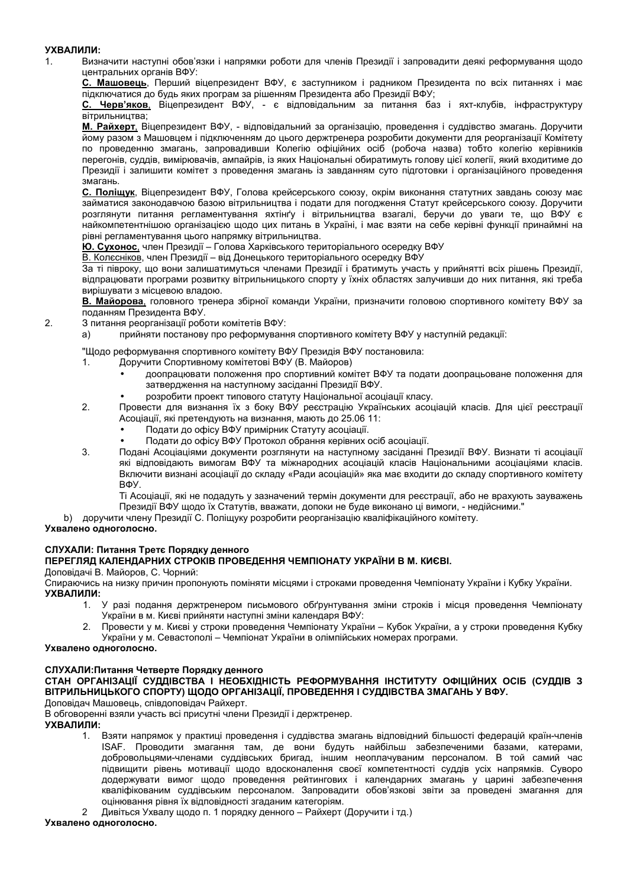**УХВАЛИЛИ:**

1. Визначити наступні обов'язки і напрямки роботи для членів Президії і запровадити деякі реформування щодо центральних органів ВФУ:

   **С. Машовець**, Перший віцепрезидент ВФУ, є заступником і радником Президента по всіх питаннях і має підключатися до будь яких програм за рішенням Президента або Президії ВФУ;

   **С. Черв'яков**, Віцепрезидент ВФУ, - є відповідальним за питання баз і яхт-клубів, інфраструктуру вітрильництва;

   **М. Райхерт**, Віцепрезидент ВФУ, - відповідальний за організацію, проведення і суддівство змагань. Доручити йому разом з Машовцем і підключенням до цього держтренера розробити документи для реорганізації Комітету по проведенню змагань, запровадивши Колегію офіційних осіб (робоча назва) тобто колегію керівників перегонів, суддів, вимірювачів, ампайрів, із яких Національні обиратимуть голову цієї колегії, який входитиме до Президії і залишити комітет з проведення змагань із завданням суто підготовки і організаційного проведення змагань.

   **С. Поліщук**, Віцепрезидент ВФУ, Голова крейсерського союзу, окрім виконання статутних завдань союзу має займатися законодавчою базою вітрильництва і подати для погодження Статут крейсерського союзу. Доручити розглянути питання регламентування яхтінґу і вітрильництва взагалі, беручи до уваги те, що ВФУ є найкомпетентнішою організацією щодо цих питань в Україні, і має взяти на себе керівні функції принаймні на рівні регламентування цього напрямку вітрильництва.

   **Ю. Сухонос**, член Президії – Голова Харківського територіального осередку ВФУ

   В. Колєсніков, член Президії – від Донецького територіального осередку ВФУ

   За ті півроку, що вони залишатимуться членами Президії і братимуть участь у прийнятті всіх рішень Президії, відпрацювати програми розвитку вітрильницького спорту у їхніх областях залучивши до них питання, які треба вирішувати з місцевою владою.

   **В. Майорова**, головного тренера збірної команди України, призначити головою спортивного комітету ВФУ за поданням Президента ВФУ.

2. З питання реорганізації роботи комітетів ВФУ:

   a) прийняти постанову про реформування спортивного комітету ВФУ у наступній редакції:

   "Щодо реформування спортивного комітету ВФУ Президія ВФУ постановила:

   1. Доручити Спортивному комітетові ВФУ (В. Майоров)
      - доопрацювати положення про спортивний комітет ВФУ та подати доопрацьоване положення для затвердження на наступному засіданні Президії ВФУ.
      - розробити проект типового статуту Національної асоціації класу.
   2. Провести для визнання їх з боку ВФУ реєстрацію Українських асоціацій класів. Для цієї реєстрації Асоціації, які претендують на визнання, мають до 25.06 11:
      - Подати до офісу ВФУ примірник Статуту асоціації.
      - Подати до офісу ВФУ Протокол обрання керівних осіб асоціації.
   3. Подані Асоціаціями документи розглянути на наступному засіданні Президії ВФУ. Визнати ті асоціації які відповідають вимогам ВФУ та міжнародних асоціацій класів Національними асоціаціями класів. Включити визнані асоціації до складу «Ради асоціацій» яка має входити до складу спортивного комітету ВФУ.

      Ті Асоціації, які не подадуть у зазначений термін документи для реєстрації, або не врахують зауважень Президії ВФУ щодо їх Статутів, вважати, допоки не буде виконано ці вимоги, - недійсними."

   b) доручити члену Президії С. Поліщуку розробити реорганізацію кваліфікаційного комітету.

**Ухвалено одноголосно.**

**СЛУХАЛИ: Питання Третє Порядку денного**

**ПЕРЕГЛЯД КАЛЕНДАРНИХ СТРОКІВ ПРОВЕДЕННЯ ЧЕМПІОНАТУ УКРАЇНИ В М. КИЄВІ.**

Доповідачі В. Майоров, С. Чорний:

Спираючись на низку причин пропонують поміняти місцями і строками проведення Чемпіонату України і Кубку України.

**УХВАЛИЛИ:**

1. У разі подання держтренером письмового обґрунтування зміни строків і місця проведення Чемпіонату України в м. Києві прийняти наступні зміни календаря ВФУ:
2. Провести у м. Києві у строки проведення Чемпіонату України – Кубок України, а у строки проведення Кубку України у м. Севастополі – Чемпіонат України в олімпійських номерах програми.

**Ухвалено одноголосно.**

**СЛУХАЛИ:Питання Четверте Порядку денного**

**СТАН ОРГАНІЗАЦІЇ СУДДІВСТВА І НЕОБХІДНІСТЬ РЕФОРМУВАННЯ ІНСТИТУТУ ОФІЦІЙНИХ ОСІБ (СУДДІВ З ВІТРИЛЬНИЦЬКОГО СПОРТУ) ЩОДО ОРГАНІЗАЦІЇ, ПРОВЕДЕННЯ І СУДДІВСТВА ЗМАГАНЬ У ВФУ.**

Доповідач Машовець, співдоповідач Райхерт.

В обговоренні взяли участь всі присутні члени Президії і держтренер.

**УХВАЛИЛИ:**

1. Взяти напрямок у практиці проведення і суддівства змагань відповідний більшості федерацій країн-членів ISAF. Проводити змагання там, де вони будуть найбільш забезпеченими базами, катерами, добровольцями-членами суддівських бригад, іншим неоплачуваним персоналом. В той самий час підвищити рівень мотивації щодо вдосконалення своєї компетентності суддів усіх напрямків. Суворо додержувати вимог щодо проведення рейтингових і календарних змагань у царині забезпечення кваліфікованим суддівським персоналом. Запровадити обов'язкові звіти за проведені змагання для оцінювання рівня їх відповідності згаданим категоріям.
2. Дивіться Ухвалу щодо п. 1 порядку денного – Райхерт (Доручити і тд.)

**Ухвалено одноголосно.**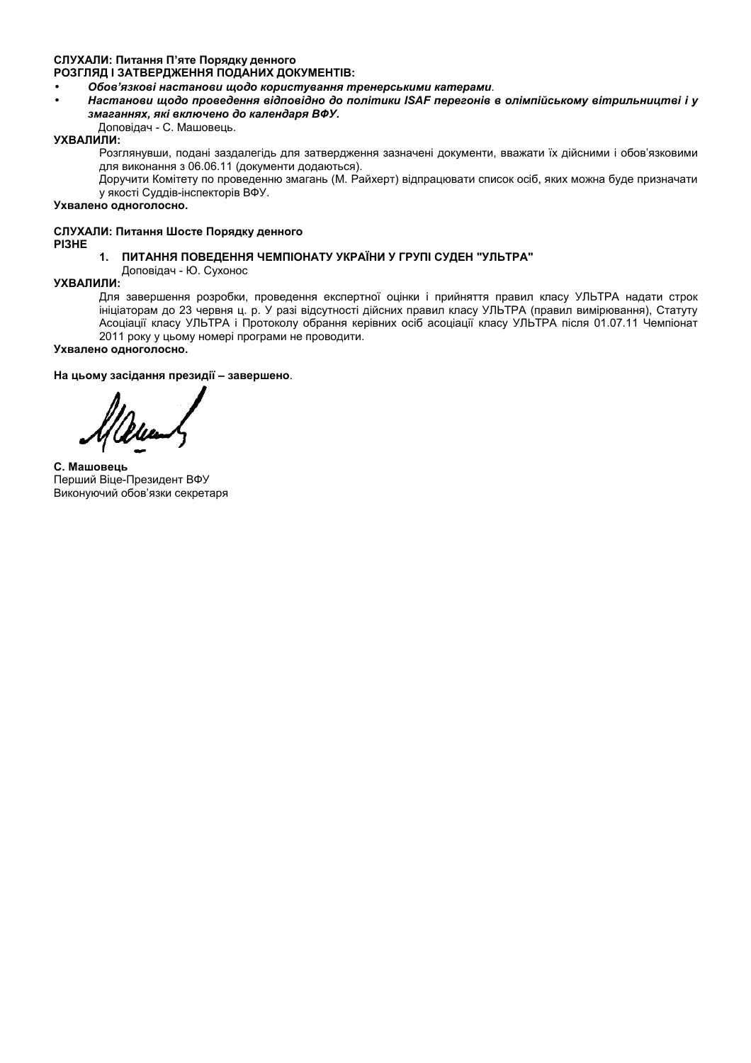**СЛУХАЛИ: Питання П'яте Порядку денного**
**РОЗГЛЯД І ЗАТВЕРДЖЕННЯ ПОДАНИХ ДОКУМЕНТІВ:**

- ***Обов'язкові настанови щодо користування тренерськими катерами***.
- ***Настанови щодо проведення відповідно до політики ISAF перегонів в олімпійському вітрильництві і у змаганнях, які включено до календаря ВФУ.***

Доповідач - С. Машовець.

**УХВАЛИЛИ:**

Розглянувши, подані заздалегідь для затвердження зазначені документи, вважати їх дійсними і обов'язковими для виконання з 06.06.11 (документи додаються).

Доручити Комітету по проведенню змагань (М. Райхерт) відпрацювати список осіб, яких можна буде призначати у якості Суддів-інспекторів ВФУ.

**Ухвалено одноголосно.**

**СЛУХАЛИ: Питання Шосте Порядку денного**
**РІЗНЕ**

1. **ПИТАННЯ ПОВЕДЕННЯ ЧЕМПІОНАТУ УКРАЇНИ У ГРУПІ СУДЕН "УЛЬТРА"**

   Доповідач - Ю. Сухонос

**УХВАЛИЛИ:**

Для завершення розробки, проведення експертної оцінки і прийняття правил класу УЛЬТРА надати строк ініціаторам до 23 червня ц. р. У разі відсутності дійсних правил класу УЛЬТРА (правил вимірювання), Статуту Асоціації класу УЛЬТРА і Протоколу обрання керівних осіб асоціації класу УЛЬТРА після 01.07.11 Чемпіонат 2011 року у цьому номері програми не проводити.

**Ухвалено одноголосно.**

**На цьому засідання президії – завершено**.

**С. Машовець**
Перший Віце-Президент ВФУ
Виконуючий обов'язки секретаря